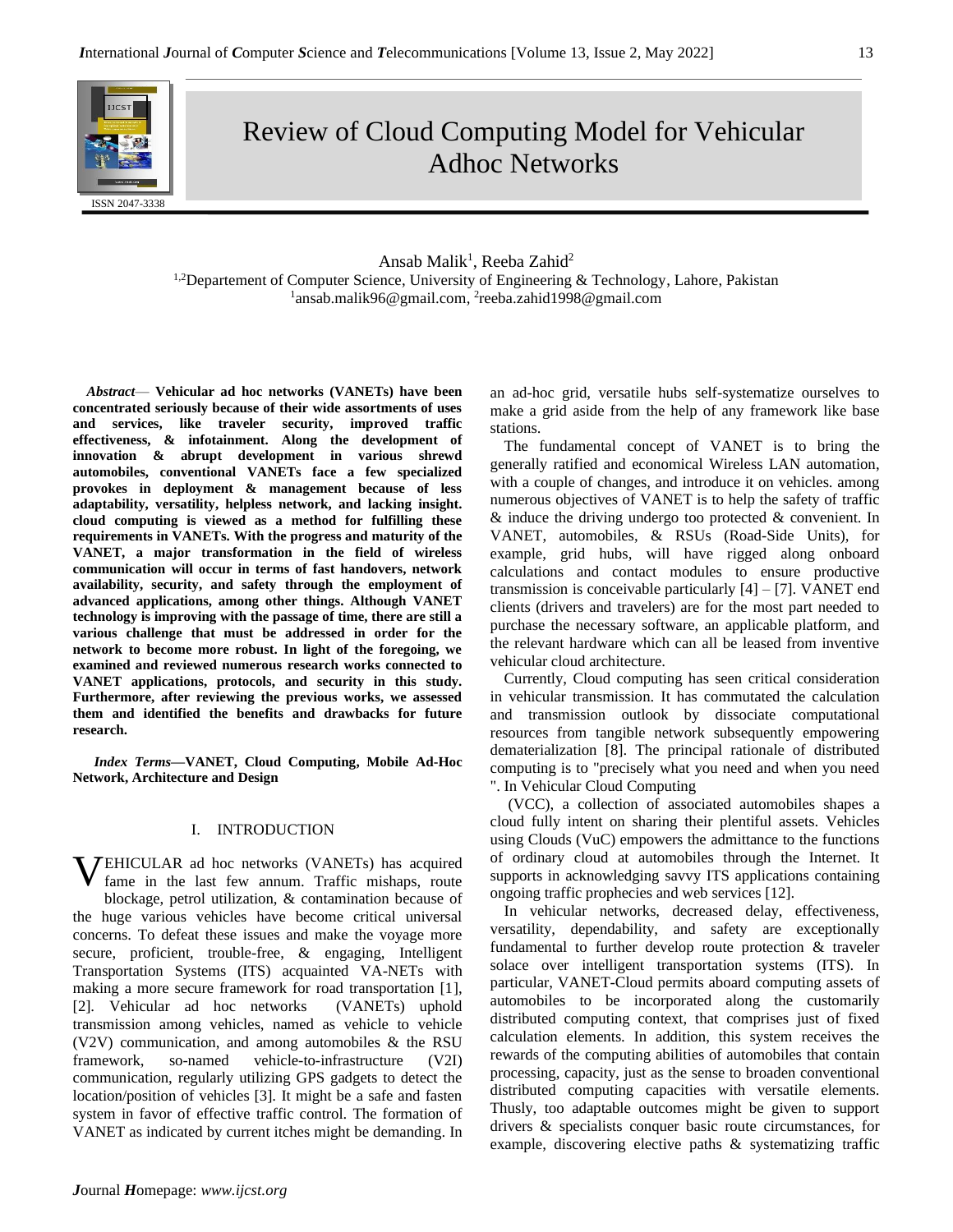# Review of Cloud Computing Model for Vehicular Adhoc Networks

Ansab Malik[1], Reeba Zahid[2]

[1,2]Departement of Computer Science, University of Engineering & Technology, Lahore, Pakistan

[1]ansab.malik96@gmail.com, [2]reeba.zahid1998@gmail.com

*Abstract*— **Vehicular ad hoc networks (VANETs) have been concentrated seriously because of their wide assortments of uses and services, like traveler security, improved traffic effectiveness, & infotainment. Along the development of innovation & abrupt development in various shrewd automobiles, conventional VANETs face a few specialized provokes in deployment & management because of less adaptability, versatility, helpless network, and lacking insight. cloud computing is viewed as a method for fulfilling these requirements in VANETs. With the progress and maturity of the VANET, a major transformation in the field of wireless communication will occur in terms of fast handovers, network availability, security, and safety through the employment of advanced applications, among other things. Although VANET technology is improving with the passage of time, there are still a various challenge that must be addressed in order for the network to become more robust. In light of the foregoing, we examined and reviewed numerous research works connected to VANET applications, protocols, and security in this study. Furthermore, after reviewing the previous works, we assessed them and identified the benefits and drawbacks for future research.**

*Index Terms*—**VANET, Cloud Computing, Mobile Ad-Hoc Network, Architecture and Design**

## I. INTRODUCTION

VEHICULAR ad hoc networks (VANETs) has acquired fame in the last few annum. Traffic mishaps, route blockage, petrol utilization, & contamination because of the huge various vehicles have become critical universal concerns. To defeat these issues and make the voyage more secure, proficient, trouble-free, & engaging, Intelligent Transportation Systems (ITS) acquainted VA-NETs with making a more secure framework for road transportation [1], [2]. Vehicular ad hoc networks (VANETs) uphold transmission among vehicles, named as vehicle to vehicle (V2V) communication, and among automobiles & the RSU framework, so-named vehicle-to-infrastructure (V2I) communication, regularly utilizing GPS gadgets to detect the location/position of vehicles [3]. It might be a safe and fasten system in favor of effective traffic control. The formation of VANET as indicated by current itches might be demanding. In an ad-hoc grid, versatile hubs self-systematize ourselves to make a grid aside from the help of any framework like base stations.

The fundamental concept of VANET is to bring the generally ratified and economical Wireless LAN automation, with a couple of changes, and introduce it on vehicles. among numerous objectives of VANET is to help the safety of traffic & induce the driving undergo too protected & convenient. In VANET, automobiles, & RSUs (Road-Side Units), for example, grid hubs, will have rigged along onboard calculations and contact modules to ensure productive transmission is conceivable particularly [4] – [7]. VANET end clients (drivers and travelers) are for the most part needed to purchase the necessary software, an applicable platform, and the relevant hardware which can all be leased from inventive vehicular cloud architecture.

Currently, Cloud computing has seen critical consideration in vehicular transmission. It has commutated the calculation and transmission outlook by dissociate computational resources from tangible network subsequently empowering dematerialization [8]. The principal rationale of distributed computing is to "precisely what you need and when you need ". In Vehicular Cloud Computing

(VCC), a collection of associated automobiles shapes a cloud fully intent on sharing their plentiful assets. Vehicles using Clouds (VuC) empowers the admittance to the functions of ordinary cloud at automobiles through the Internet. It supports in acknowledging savvy ITS applications containing ongoing traffic prophecies and web services [12].

In vehicular networks, decreased delay, effectiveness, versatility, dependability, and safety are exceptionally fundamental to further develop route protection & traveler solace over intelligent transportation systems (ITS). In particular, VANET-Cloud permits aboard computing assets of automobiles to be incorporated along the customarily distributed computing context, that comprises just of fixed calculation elements. In addition, this system receives the rewards of the computing abilities of automobiles that contain processing, capacity, just as the sense to broaden conventional distributed computing capacities with versatile elements. Thusly, too adaptable outcomes might be given to support drivers & specialists conquer basic route circumstances, for example, discovering elective paths & systematizing traffic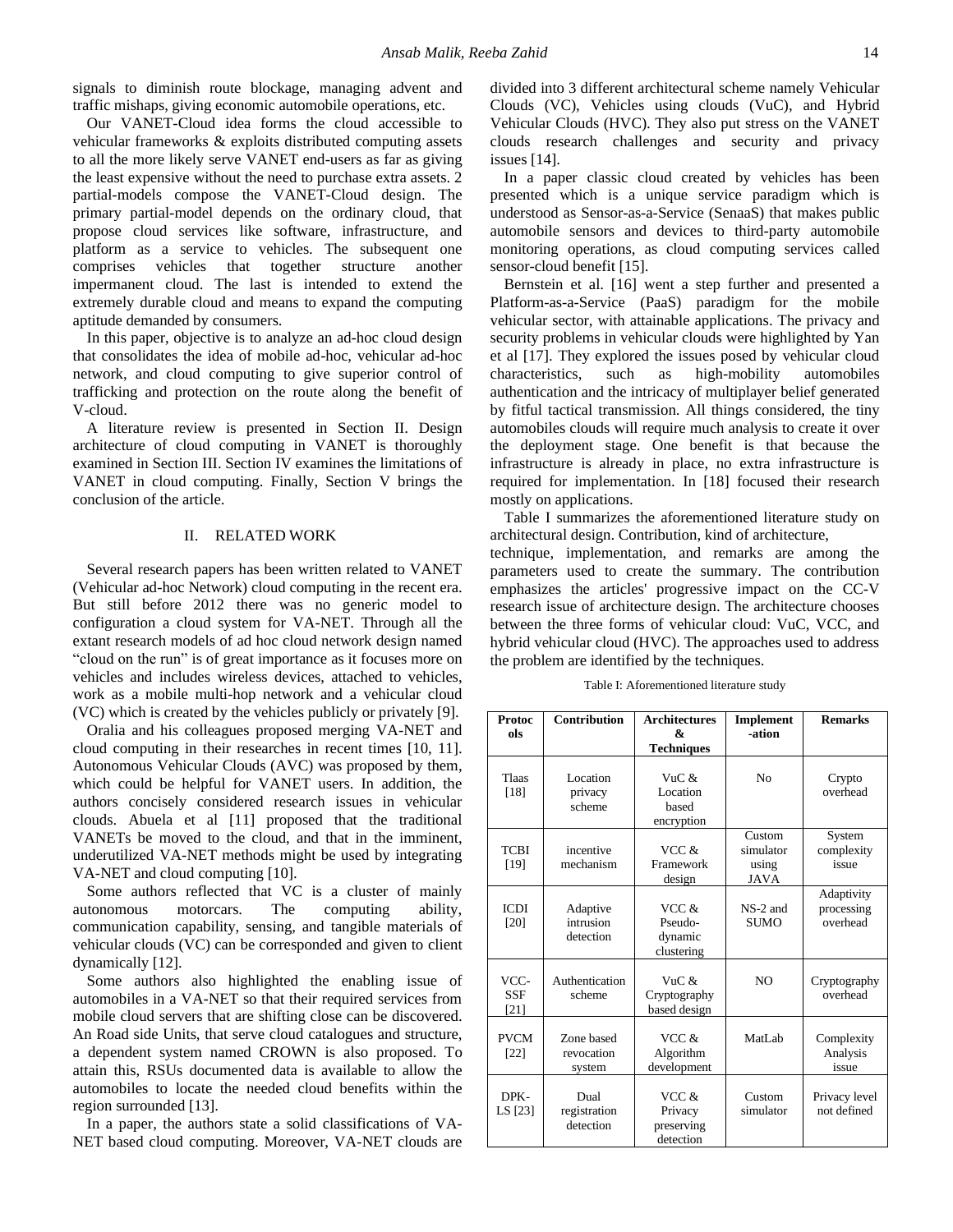signals to diminish route blockage, managing advent and traffic mishaps, giving economic automobile operations, etc.

Our VANET-Cloud idea forms the cloud accessible to vehicular frameworks & exploits distributed computing assets to all the more likely serve VANET end-users as far as giving the least expensive without the need to purchase extra assets. 2 partial-models compose the VANET-Cloud design. The primary partial-model depends on the ordinary cloud, that propose cloud services like software, infrastructure, and platform as a service to vehicles. The subsequent one comprises vehicles that together structure another impermanent cloud. The last is intended to extend the extremely durable cloud and means to expand the computing aptitude demanded by consumers.

In this paper, objective is to analyze an ad-hoc cloud design that consolidates the idea of mobile ad-hoc, vehicular ad-hoc network, and cloud computing to give superior control of trafficking and protection on the route along the benefit of V-cloud.

A literature review is presented in Section II. Design architecture of cloud computing in VANET is thoroughly examined in Section III. Section IV examines the limitations of VANET in cloud computing. Finally, Section V brings the conclusion of the article.

## II. RELATED WORK

Several research papers has been written related to VANET (Vehicular ad-hoc Network) cloud computing in the recent era. But still before 2012 there was no generic model to configuration a cloud system for VA-NET. Through all the extant research models of ad hoc cloud network design named "cloud on the run" is of great importance as it focuses more on vehicles and includes wireless devices, attached to vehicles, work as a mobile multi-hop network and a vehicular cloud (VC) which is created by the vehicles publicly or privately [9].

Oralia and his colleagues proposed merging VA-NET and cloud computing in their researches in recent times [10, 11]. Autonomous Vehicular Clouds (AVC) was proposed by them, which could be helpful for VANET users. In addition, the authors concisely considered research issues in vehicular clouds. Abuela et al [11] proposed that the traditional VANETs be moved to the cloud, and that in the imminent, underutilized VA-NET methods might be used by integrating VA-NET and cloud computing [10].

Some authors reflected that VC is a cluster of mainly autonomous motorcars. The computing ability, communication capability, sensing, and tangible materials of vehicular clouds (VC) can be corresponded and given to client dynamically [12].

Some authors also highlighted the enabling issue of automobiles in a VA-NET so that their required services from mobile cloud servers that are shifting close can be discovered. An Road side Units, that serve cloud catalogues and structure, a dependent system named CROWN is also proposed. To attain this, RSUs documented data is available to allow the automobiles to locate the needed cloud benefits within the region surrounded [13].

In a paper, the authors state a solid classifications of VA-NET based cloud computing. Moreover, VA-NET clouds are divided into 3 different architectural scheme namely Vehicular Clouds (VC), Vehicles using clouds (VuC), and Hybrid Vehicular Clouds (HVC). They also put stress on the VANET clouds research challenges and security and privacy issues [14].

In a paper classic cloud created by vehicles has been presented which is a unique service paradigm which is understood as Sensor-as-a-Service (SenaaS) that makes public automobile sensors and devices to third-party automobile monitoring operations, as cloud computing services called sensor-cloud benefit [15].

Bernstein et al. [16] went a step further and presented a Platform-as-a-Service (PaaS) paradigm for the mobile vehicular sector, with attainable applications. The privacy and security problems in vehicular clouds were highlighted by Yan et al [17]. They explored the issues posed by vehicular cloud characteristics, such as high-mobility automobiles authentication and the intricacy of multiplayer belief generated by fitful tactical transmission. All things considered, the tiny automobiles clouds will require much analysis to create it over the deployment stage. One benefit is that because the infrastructure is already in place, no extra infrastructure is required for implementation. In [18] focused their research mostly on applications.

Table I summarizes the aforementioned literature study on architectural design. Contribution, kind of architecture, technique, implementation, and remarks are among the parameters used to create the summary. The contribution emphasizes the articles' progressive impact on the CC-V research issue of architecture design. The architecture chooses between the three forms of vehicular cloud: VuC, VCC, and hybrid vehicular cloud (HVC). The approaches used to address the problem are identified by the techniques.

Table I: Aforementioned literature study

| Protocols | Contribution | Architectures & Techniques | Implement-ation | Remarks |
|---|---|---|---|---|
| Tlaas [18] | Location privacy scheme | VuC & Location based encryption | No | Crypto overhead |
| TCBI [19] | incentive mechanism | VCC & Framework design | Custom simulator using JAVA | System complexity issue |
| ICDI [20] | Adaptive intrusion detection | VCC & Pseudo-dynamic clustering | NS-2 and SUMO | Adaptivity processing overhead |
| VCC-SSF [21] | Authentication scheme | VuC & Cryptography based design | NO | Cryptography overhead |
| PVCM [22] | Zone based revocation system | VCC & Algorithm development | MatLab | Complexity Analysis issue |
| DPK-LS [23] | Dual registration detection | VCC & Privacy preserving detection | Custom simulator | Privacy level not defined |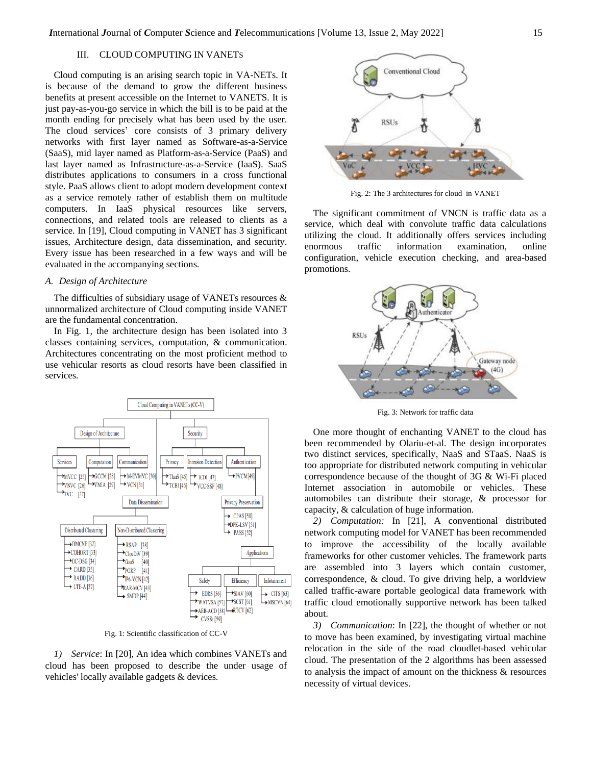## III. CLOUD COMPUTING IN VANETs

Cloud computing is an arising search topic in VA-NETs. It is because of the demand to grow the different business benefits at present accessible on the Internet to VANETS. It is just pay-as-you-go service in which the bill is to be paid at the month ending for precisely what has been used by the user. The cloud services' core consists of 3 primary delivery networks with first layer named as Software-as-a-Service (SaaS), mid layer named as Platform-as-a-Service (PaaS) and last layer named as Infrastructure-as-a-Service (IaaS). SaaS distributes applications to consumers in a cross functional style. PaaS allows client to adopt modern development context as a service remotely rather of establish them on multitude computers. In IaaS physical resources like servers, connections, and related tools are released to clients as a service. In [19], Cloud computing in VANET has 3 significant issues, Architecture design, data dissemination, and security. Every issue has been researched in a few ways and will be evaluated in the accompanying sections.

### A. *Design of Architecture*

The difficulties of subsidiary usage of VANETs resources & unnormalized architecture of Cloud computing inside VANET are the fundamental concentration.

In Fig. 1, the architecture design has been isolated into 3 classes containing services, computation, & communication. Architectures concentrating on the most proficient method to use vehicular resorts as cloud resorts have been classified in services.

Fig. 1: Scientific classification of CC-V

*1) Service*: In [20], An idea which combines VANETs and cloud has been proposed to describe the under usage of vehicles' locally available gadgets & devices.

Fig. 2: The 3 architectures for cloud in VANET

The significant commitment of VNCN is traffic data as a service, which deal with convolute traffic data calculations utilizing the cloud. It additionally offers services including enormous traffic information examination, online configuration, vehicle execution checking, and area-based promotions.

Fig. 3: Network for traffic data

One more thought of enchanting VANET to the cloud has been recommended by Olariu-et-al. The design incorporates two distinct services, specifically, NaaS and STaaS. NaaS is too appropriate for distributed network computing in vehicular correspondence because of the thought of 3G & Wi-Fi placed Internet association in automobile or vehicles. These automobiles can distribute their storage, & processor for capacity, & calculation of huge information.

*2) Computation:* In [21], A conventional distributed network computing model for VANET has been recommended to improve the accessibility of the locally available frameworks for other customer vehicles. The framework parts are assembled into 3 layers which contain customer, correspondence, & cloud. To give driving help, a worldview called traffic-aware portable geological data framework with traffic cloud emotionally supportive network has been talked about.

*3) Communication*: In [22], the thought of whether or not to move has been examined, by investigating virtual machine relocation in the side of the road cloudlet-based vehicular cloud. The presentation of the 2 algorithms has been assessed to analysis the impact of amount on the thickness & resources necessity of virtual devices.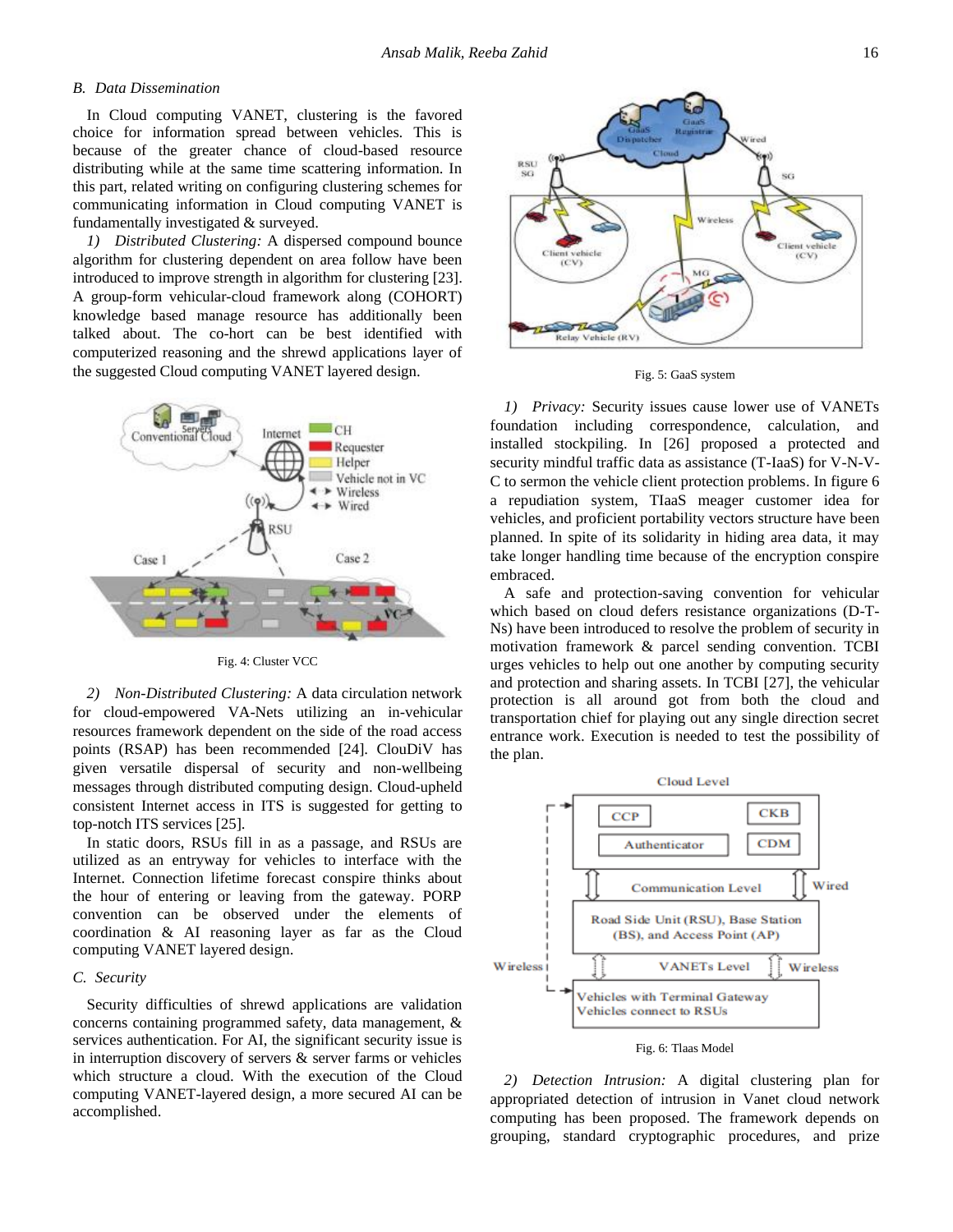### B. Data Dissemination

In Cloud computing VANET, clustering is the favored choice for information spread between vehicles. This is because of the greater chance of cloud-based resource distributing while at the same time scattering information. In this part, related writing on configuring clustering schemes for communicating information in Cloud computing VANET is fundamentally investigated & surveyed.

*1) Distributed Clustering:* A dispersed compound bounce algorithm for clustering dependent on area follow have been introduced to improve strength in algorithm for clustering [23]. A group-form vehicular-cloud framework along (COHORT) knowledge based manage resource has additionally been talked about. The co-hort can be best identified with computerized reasoning and the shrewd applications layer of the suggested Cloud computing VANET layered design.

Fig. 4: Cluster VCC

*2) Non-Distributed Clustering:* A data circulation network for cloud-empowered VA-Nets utilizing an in-vehicular resources framework dependent on the side of the road access points (RSAP) has been recommended [24]. ClouDiV has given versatile dispersal of security and non-wellbeing messages through distributed computing design. Cloud-upheld consistent Internet access in ITS is suggested for getting to top-notch ITS services [25].

In static doors, RSUs fill in as a passage, and RSUs are utilized as an entryway for vehicles to interface with the Internet. Connection lifetime forecast conspire thinks about the hour of entering or leaving from the gateway. PORP convention can be observed under the elements of coordination & AI reasoning layer as far as the Cloud computing VANET layered design.

### C. Security

Security difficulties of shrewd applications are validation concerns containing programmed safety, data management, & services authentication. For AI, the significant security issue is in interruption discovery of servers & server farms or vehicles which structure a cloud. With the execution of the Cloud computing VANET-layered design, a more secured AI can be accomplished.

Fig. 5: GaaS system

*1) Privacy:* Security issues cause lower use of VANETs foundation including correspondence, calculation, and installed stockpiling. In [26] proposed a protected and security mindful traffic data as assistance (T-IaaS) for V-N-V-C to sermon the vehicle client protection problems. In figure 6 a repudiation system, TIaaS meager customer idea for vehicles, and proficient portability vectors structure have been planned. In spite of its solidarity in hiding area data, it may take longer handling time because of the encryption conspire embraced.

A safe and protection-saving convention for vehicular which based on cloud defers resistance organizations (D-T-Ns) have been introduced to resolve the problem of security in motivation framework & parcel sending convention. TCBI urges vehicles to help out one another by computing security and protection and sharing assets. In TCBI [27], the vehicular protection is all around got from both the cloud and transportation chief for playing out any single direction secret entrance work. Execution is needed to test the possibility of the plan.

Fig. 6: Tlaas Model

*2) Detection Intrusion:* A digital clustering plan for appropriated detection of intrusion in Vanet cloud network computing has been proposed. The framework depends on grouping, standard cryptographic procedures, and prize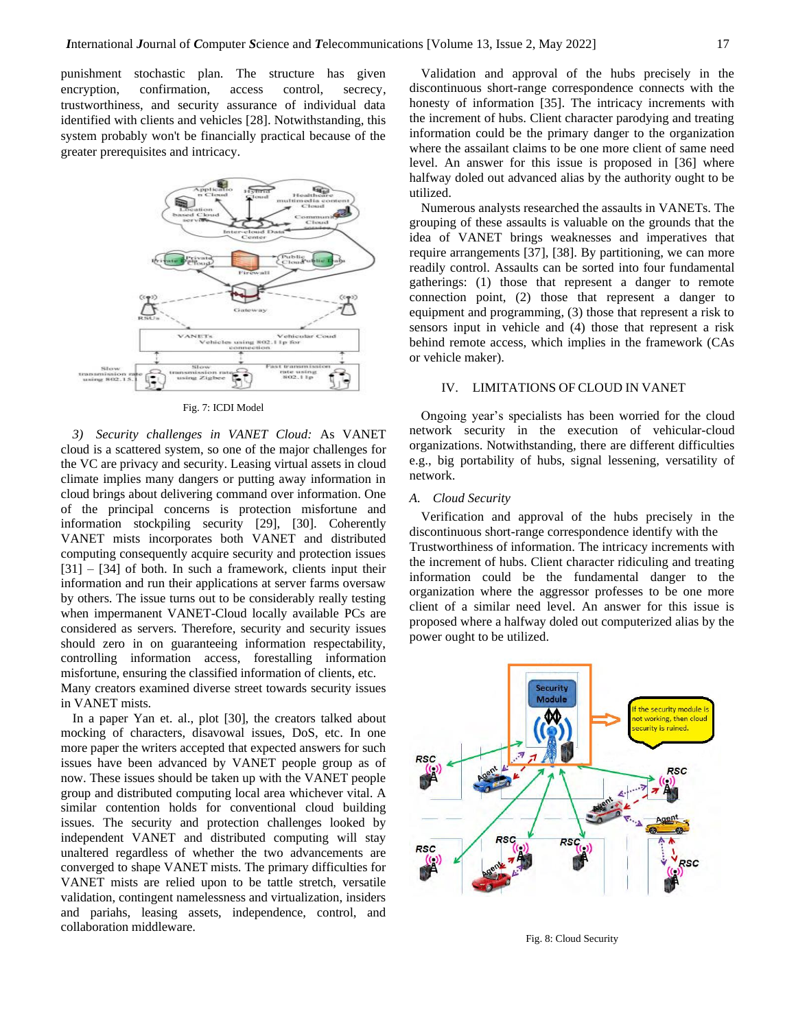punishment stochastic plan. The structure has given encryption, confirmation, access control, secrecy, trustworthiness, and security assurance of individual data identified with clients and vehicles [28]. Notwithstanding, this system probably won't be financially practical because of the greater prerequisites and intricacy.

Fig. 7: ICDI Model

*3) Security challenges in VANET Cloud:* As VANET cloud is a scattered system, so one of the major challenges for the VC are privacy and security. Leasing virtual assets in cloud climate implies many dangers or putting away information in cloud brings about delivering command over information. One of the principal concerns is protection misfortune and information stockpiling security [29], [30]. Coherently VANET mists incorporates both VANET and distributed computing consequently acquire security and protection issues [31] – [34] of both. In such a framework, clients input their information and run their applications at server farms oversaw by others. The issue turns out to be considerably really testing when impermanent VANET-Cloud locally available PCs are considered as servers. Therefore, security and security issues should zero in on guaranteeing information respectability, controlling information access, forestalling information misfortune, ensuring the classified information of clients, etc. Many creators examined diverse street towards security issues in VANET mists.

In a paper Yan et. al., plot [30], the creators talked about mocking of characters, disavowal issues, DoS, etc. In one more paper the writers accepted that expected answers for such issues have been advanced by VANET people group as of now. These issues should be taken up with the VANET people group and distributed computing local area whichever vital. A similar contention holds for conventional cloud building issues. The security and protection challenges looked by independent VANET and distributed computing will stay unaltered regardless of whether the two advancements are converged to shape VANET mists. The primary difficulties for VANET mists are relied upon to tattle stretch, versatile validation, contingent namelessness and virtualization, insiders and pariahs, leasing assets, independence, control, and collaboration middleware.

Validation and approval of the hubs precisely in the discontinuous short-range correspondence connects with the honesty of information [35]. The intricacy increments with the increment of hubs. Client character parodying and treating information could be the primary danger to the organization where the assailant claims to be one more client of same need level. An answer for this issue is proposed in [36] where halfway doled out advanced alias by the authority ought to be utilized.

Numerous analysts researched the assaults in VANETs. The grouping of these assaults is valuable on the grounds that the idea of VANET brings weaknesses and imperatives that require arrangements [37], [38]. By partitioning, we can more readily control. Assaults can be sorted into four fundamental gatherings: (1) those that represent a danger to remote connection point, (2) those that represent a danger to equipment and programming, (3) those that represent a risk to sensors input in vehicle and (4) those that represent a risk behind remote access, which implies in the framework (CAs or vehicle maker).

## IV. LIMITATIONS OF CLOUD IN VANET

Ongoing year's specialists has been worried for the cloud network security in the execution of vehicular-cloud organizations. Notwithstanding, there are different difficulties e.g., big portability of hubs, signal lessening, versatility of network.

### *A. Cloud Security*

Verification and approval of the hubs precisely in the discontinuous short-range correspondence identify with the Trustworthiness of information. The intricacy increments with the increment of hubs. Client character ridiculing and treating information could be the fundamental danger to the organization where the aggressor professes to be one more client of a similar need level. An answer for this issue is proposed where a halfway doled out computerized alias by the power ought to be utilized.

Fig. 8: Cloud Security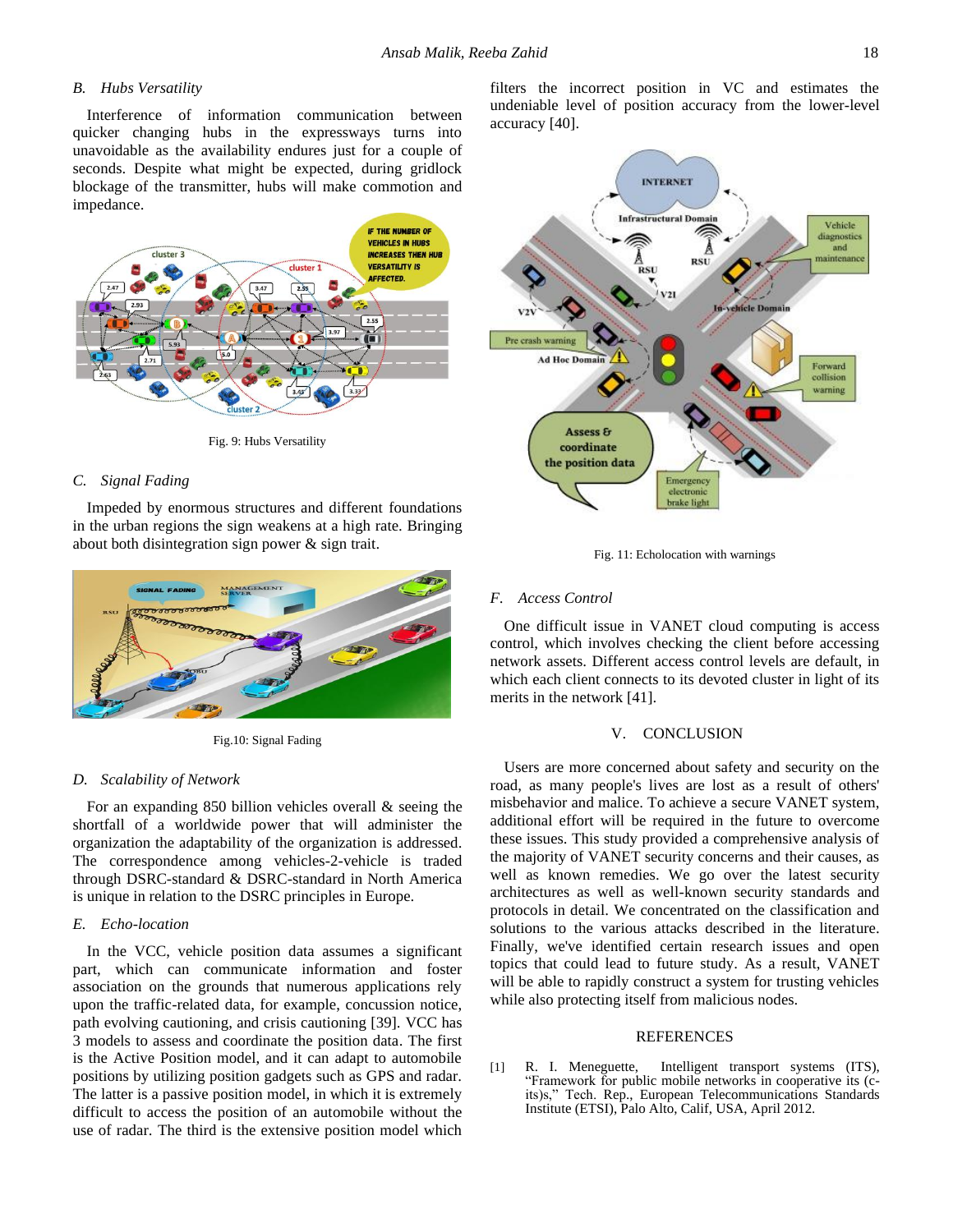### B. Hubs Versatility

Interference of information communication between quicker changing hubs in the expressways turns into unavoidable as the availability endures just for a couple of seconds. Despite what might be expected, during gridlock blockage of the transmitter, hubs will make commotion and impedance.

Fig. 9: Hubs Versatility

### C. Signal Fading

Impeded by enormous structures and different foundations in the urban regions the sign weakens at a high rate. Bringing about both disintegration sign power & sign trait.

Fig.10: Signal Fading

### D. Scalability of Network

For an expanding 850 billion vehicles overall & seeing the shortfall of a worldwide power that will administer the organization the adaptability of the organization is addressed. The correspondence among vehicles-2-vehicle is traded through DSRC-standard & DSRC-standard in North America is unique in relation to the DSRC principles in Europe.

### E. Echo-location

In the VCC, vehicle position data assumes a significant part, which can communicate information and foster association on the grounds that numerous applications rely upon the traffic-related data, for example, concussion notice, path evolving cautioning, and crisis cautioning [39]. VCC has 3 models to assess and coordinate the position data. The first is the Active Position model, and it can adapt to automobile positions by utilizing position gadgets such as GPS and radar. The latter is a passive position model, in which it is extremely difficult to access the position of an automobile without the use of radar. The third is the extensive position model which filters the incorrect position in VC and estimates the undeniable level of position accuracy from the lower-level accuracy [40].

Fig. 11: Echolocation with warnings

### F. Access Control

One difficult issue in VANET cloud computing is access control, which involves checking the client before accessing network assets. Different access control levels are default, in which each client connects to its devoted cluster in light of its merits in the network [41].

## V. CONCLUSION

Users are more concerned about safety and security on the road, as many people's lives are lost as a result of others' misbehavior and malice. To achieve a secure VANET system, additional effort will be required in the future to overcome these issues. This study provided a comprehensive analysis of the majority of VANET security concerns and their causes, as well as known remedies. We go over the latest security architectures as well as well-known security standards and protocols in detail. We concentrated on the classification and solutions to the various attacks described in the literature. Finally, we've identified certain research issues and open topics that could lead to future study. As a result, VANET will be able to rapidly construct a system for trusting vehicles while also protecting itself from malicious nodes.

## REFERENCES

[1] R. I. Meneguette, Intelligent transport systems (ITS), "Framework for public mobile networks in cooperative its (c-its)s," Tech. Rep., European Telecommunications Standards Institute (ETSI), Palo Alto, Calif, USA, April 2012.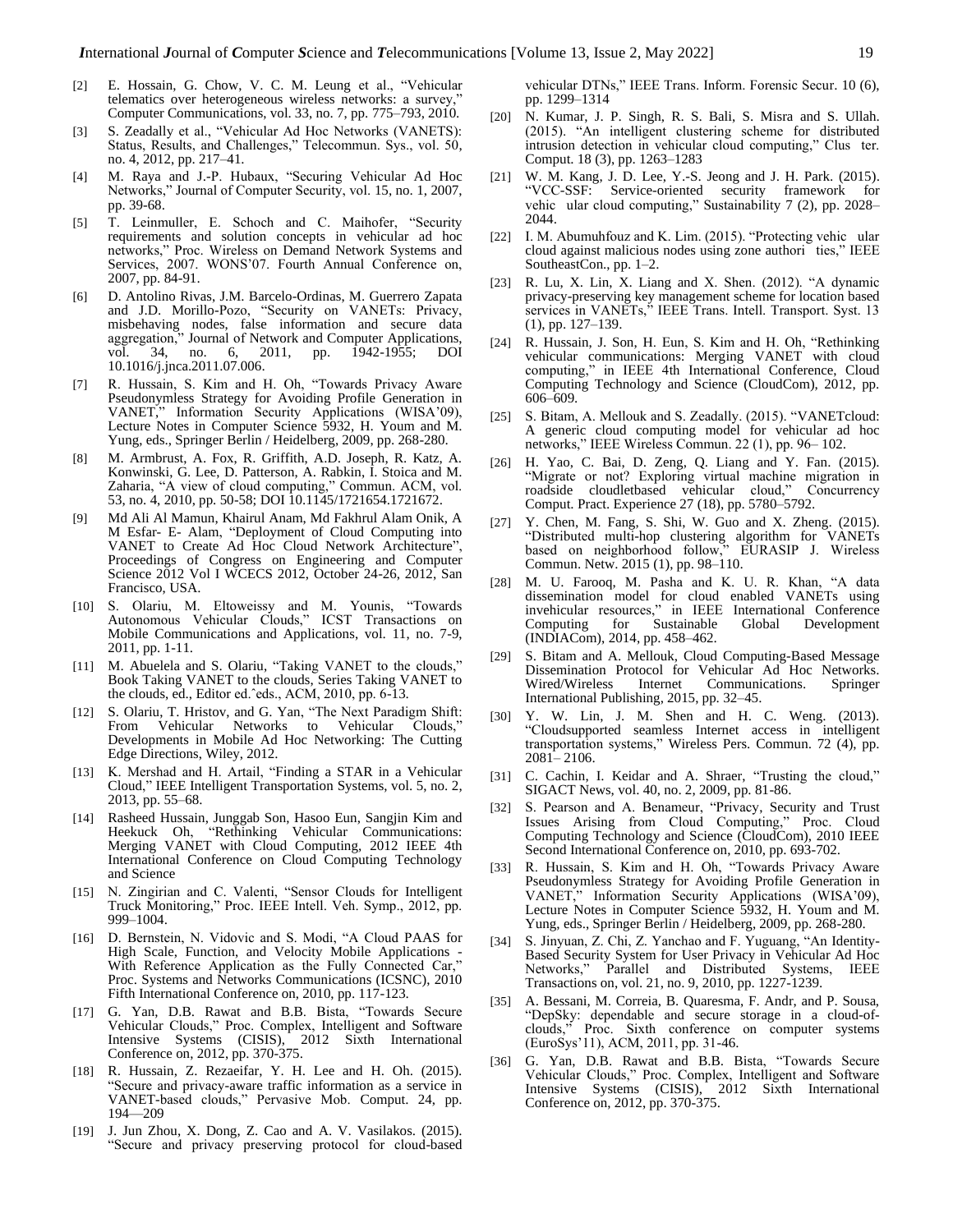[2] E. Hossain, G. Chow, V. C. M. Leung et al., "Vehicular telematics over heterogeneous wireless networks: a survey," Computer Communications, vol. 33, no. 7, pp. 775–793, 2010.

[3] S. Zeadally et al., "Vehicular Ad Hoc Networks (VANETS): Status, Results, and Challenges," Telecommun. Sys., vol. 50, no. 4, 2012, pp. 217–41.

[4] M. Raya and J.-P. Hubaux, "Securing Vehicular Ad Hoc Networks," Journal of Computer Security, vol. 15, no. 1, 2007, pp. 39-68.

[5] T. Leinmuller, E. Schoch and C. Maihofer, "Security requirements and solution concepts in vehicular ad hoc networks," Proc. Wireless on Demand Network Systems and Services, 2007. WONS'07. Fourth Annual Conference on, 2007, pp. 84-91.

[6] D. Antolino Rivas, J.M. Barcelo-Ordinas, M. Guerrero Zapata and J.D. Morillo-Pozo, "Security on VANETs: Privacy, misbehaving nodes, false information and secure data aggregation," Journal of Network and Computer Applications, vol. 34, no. 6, 2011, pp. 1942-1955; DOI 10.1016/j.jnca.2011.07.006.

[7] R. Hussain, S. Kim and H. Oh, "Towards Privacy Aware Pseudonymless Strategy for Avoiding Profile Generation in VANET," Information Security Applications (WISA'09), Lecture Notes in Computer Science 5932, H. Youm and M. Yung, eds., Springer Berlin / Heidelberg, 2009, pp. 268-280.

[8] M. Armbrust, A. Fox, R. Griffith, A.D. Joseph, R. Katz, A. Konwinski, G. Lee, D. Patterson, A. Rabkin, I. Stoica and M. Zaharia, "A view of cloud computing," Commun. ACM, vol. 53, no. 4, 2010, pp. 50-58; DOI 10.1145/1721654.1721672.

[9] Md Ali Al Mamun, Khairul Anam, Md Fakhrul Alam Onik, A M Esfar- E- Alam, "Deployment of Cloud Computing into VANET to Create Ad Hoc Cloud Network Architecture", Proceedings of Congress on Engineering and Computer Science 2012 Vol I WCECS 2012, October 24-26, 2012, San Francisco, USA.

[10] S. Olariu, M. Eltoweissy and M. Younis, "Towards Autonomous Vehicular Clouds," ICST Transactions on Mobile Communications and Applications, vol. 11, no. 7-9, 2011, pp. 1-11.

[11] M. Abuelela and S. Olariu, "Taking VANET to the clouds," Book Taking VANET to the clouds, Series Taking VANET to the clouds, ed., Editor ed.ˆeds., ACM, 2010, pp. 6-13.

[12] S. Olariu, T. Hristov, and G. Yan, "The Next Paradigm Shift: From Vehicular Networks to Vehicular Clouds," Developments in Mobile Ad Hoc Networking: The Cutting Edge Directions, Wiley, 2012.

[13] K. Mershad and H. Artail, "Finding a STAR in a Vehicular Cloud," IEEE Intelligent Transportation Systems, vol. 5, no. 2, 2013, pp. 55–68.

[14] Rasheed Hussain, Junggab Son, Hasoo Eun, Sangjin Kim and Heekuck Oh, "Rethinking Vehicular Communications: Merging VANET with Cloud Computing, 2012 IEEE 4th International Conference on Cloud Computing Technology and Science

[15] N. Zingirian and C. Valenti, "Sensor Clouds for Intelligent Truck Monitoring," Proc. IEEE Intell. Veh. Symp., 2012, pp. 999–1004.

[16] D. Bernstein, N. Vidovic and S. Modi, "A Cloud PAAS for High Scale, Function, and Velocity Mobile Applications - With Reference Application as the Fully Connected Car," Proc. Systems and Networks Communications (ICSNC), 2010 Fifth International Conference on, 2010, pp. 117-123.

[17] G. Yan, D.B. Rawat and B.B. Bista, "Towards Secure Vehicular Clouds," Proc. Complex, Intelligent and Software Intensive Systems (CISIS), 2012 Sixth International Conference on, 2012, pp. 370-375.

[18] R. Hussain, Z. Rezaeifar, Y. H. Lee and H. Oh. (2015). "Secure and privacy-aware traffic information as a service in VANET-based clouds," Pervasive Mob. Comput. 24, pp. 194—209

[19] J. Jun Zhou, X. Dong, Z. Cao and A. V. Vasilakos. (2015). "Secure and privacy preserving protocol for cloud-based vehicular DTNs," IEEE Trans. Inform. Forensic Secur. 10 (6), pp. 1299–1314

[20] N. Kumar, J. P. Singh, R. S. Bali, S. Misra and S. Ullah. (2015). "An intelligent clustering scheme for distributed intrusion detection in vehicular cloud computing," Clus ter. Comput. 18 (3), pp. 1263–1283

[21] W. M. Kang, J. D. Lee, Y.-S. Jeong and J. H. Park. (2015). "VCC-SSF: Service-oriented security framework for vehic ular cloud computing," Sustainability 7 (2), pp. 2028–2044.

[22] I. M. Abumuhfouz and K. Lim. (2015). "Protecting vehic ular cloud against malicious nodes using zone authori ties," IEEE SoutheastCon., pp. 1–2.

[23] R. Lu, X. Lin, X. Liang and X. Shen. (2012). "A dynamic privacy-preserving key management scheme for location based services in VANETs," IEEE Trans. Intell. Transport. Syst. 13 (1), pp. 127–139.

[24] R. Hussain, J. Son, H. Eun, S. Kim and H. Oh, "Rethinking vehicular communications: Merging VANET with cloud computing," in IEEE 4th International Conference, Cloud Computing Technology and Science (CloudCom), 2012, pp. 606–609.

[25] S. Bitam, A. Mellouk and S. Zeadally. (2015). "VANETcloud: A generic cloud computing model for vehicular ad hoc networks," IEEE Wireless Commun. 22 (1), pp. 96– 102.

[26] H. Yao, C. Bai, D. Zeng, Q. Liang and Y. Fan. (2015). "Migrate or not? Exploring virtual machine migration in roadside cloudletbased vehicular cloud," Concurrency Comput. Pract. Experience 27 (18), pp. 5780–5792.

[27] Y. Chen, M. Fang, S. Shi, W. Guo and X. Zheng. (2015). "Distributed multi-hop clustering algorithm for VANETs based on neighborhood follow," EURASIP J. Wireless Commun. Netw. 2015 (1), pp. 98–110.

[28] M. U. Farooq, M. Pasha and K. U. R. Khan, "A data dissemination model for cloud enabled VANETs using invehicular resources," in IEEE International Conference Computing for Sustainable Global Development (INDIACom), 2014, pp. 458–462.

[29] S. Bitam and A. Mellouk, Cloud Computing-Based Message Dissemination Protocol for Vehicular Ad Hoc Networks. Wired/Wireless Internet Communications. Springer International Publishing, 2015, pp. 32–45.

[30] Y. W. Lin, J. M. Shen and H. C. Weng. (2013). "Cloudsupported seamless Internet access in intelligent transportation systems," Wireless Pers. Commun. 72 (4), pp. 2081– 2106.

[31] C. Cachin, I. Keidar and A. Shraer, "Trusting the cloud," SIGACT News, vol. 40, no. 2, 2009, pp. 81-86.

[32] S. Pearson and A. Benameur, "Privacy, Security and Trust Issues Arising from Cloud Computing," Proc. Cloud Computing Technology and Science (CloudCom), 2010 IEEE Second International Conference on, 2010, pp. 693-702.

[33] R. Hussain, S. Kim and H. Oh, "Towards Privacy Aware Pseudonymless Strategy for Avoiding Profile Generation in VANET," Information Security Applications (WISA'09), Lecture Notes in Computer Science 5932, H. Youm and M. Yung, eds., Springer Berlin / Heidelberg, 2009, pp. 268-280.

[34] S. Jinyuan, Z. Chi, Z. Yanchao and F. Yuguang, "An Identity-Based Security System for User Privacy in Vehicular Ad Hoc Networks," Parallel and Distributed Systems, IEEE Transactions on, vol. 21, no. 9, 2010, pp. 1227-1239.

[35] A. Bessani, M. Correia, B. Quaresma, F. Andr, and P. Sousa, "DepSky: dependable and secure storage in a cloud-of-clouds," Proc. Sixth conference on computer systems (EuroSys'11), ACM, 2011, pp. 31-46.

[36] G. Yan, D.B. Rawat and B.B. Bista, "Towards Secure Vehicular Clouds," Proc. Complex, Intelligent and Software Intensive Systems (CISIS), 2012 Sixth International Conference on, 2012, pp. 370-375.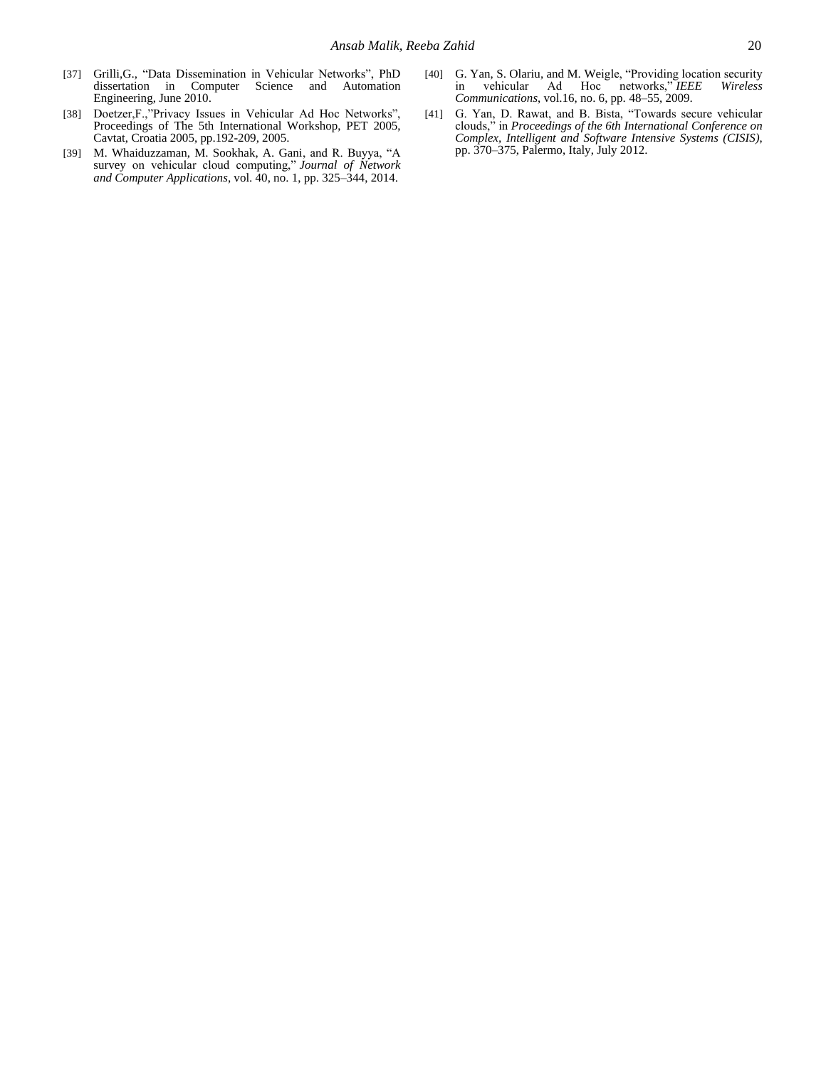[37] Grilli,G., “Data Dissemination in Vehicular Networks”, PhD dissertation in Computer Science and Automation Engineering, June 2010.

[38] Doetzer,F.,”Privacy Issues in Vehicular Ad Hoc Networks”, Proceedings of The 5th International Workshop, PET 2005, Cavtat, Croatia 2005, pp.192-209, 2005.

[39] M. Whaiduzzaman, M. Sookhak, A. Gani, and R. Buyya, “A survey on vehicular cloud computing,” *Journal of Network and Computer Applications*, vol. 40, no. 1, pp. 325–344, 2014.

[40] G. Yan, S. Olariu, and M. Weigle, “Providing location security in vehicular Ad Hoc networks,” *IEEE Wireless Communications*, vol.16, no. 6, pp. 48–55, 2009.

[41] G. Yan, D. Rawat, and B. Bista, “Towards secure vehicular clouds,” in *Proceedings of the 6th International Conference on Complex, Intelligent and Software Intensive Systems (CISIS)*, pp. 370–375, Palermo, Italy, July 2012.